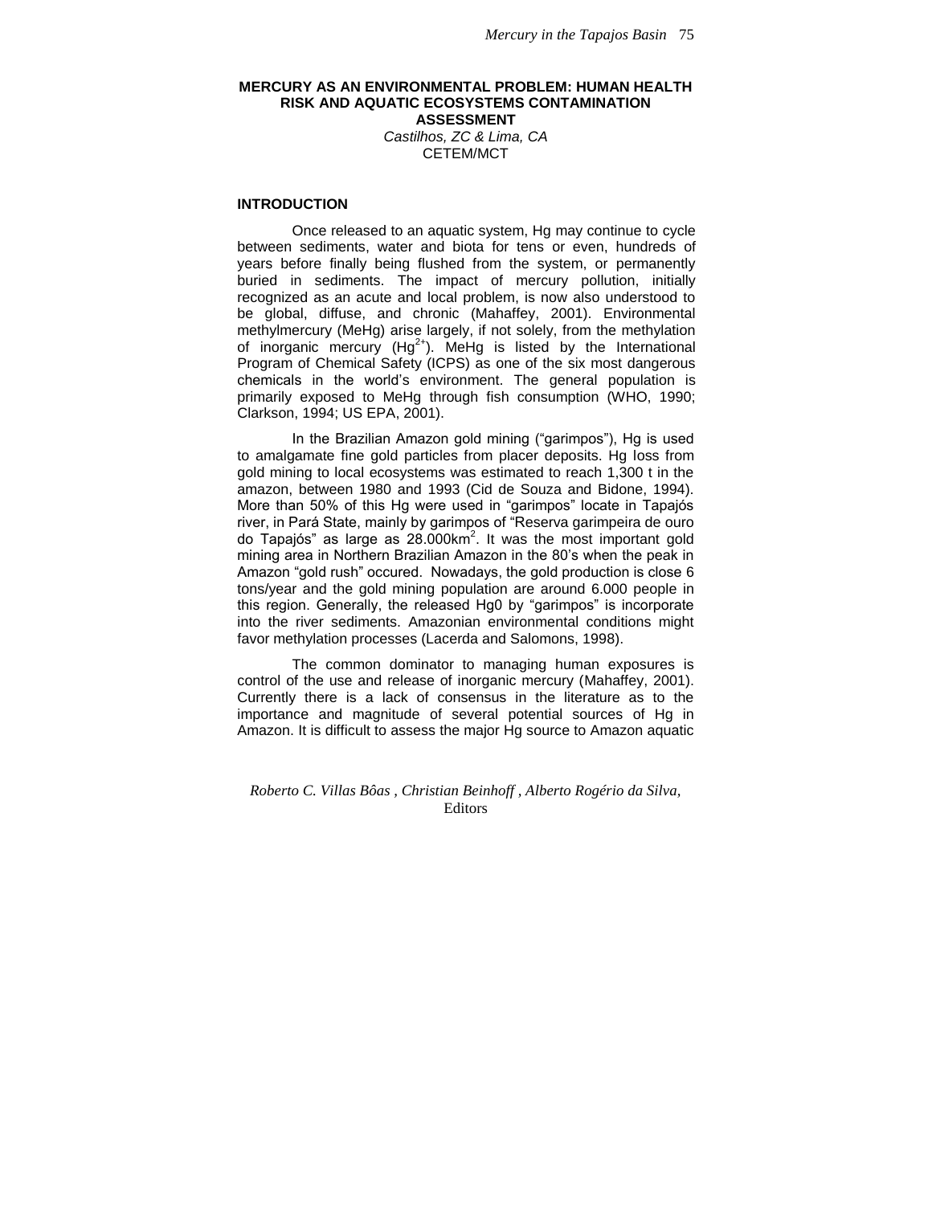# MERCURY AS AN ENVIRONMENTAL PROBLEM: HUMAN HEALTH RISK AND AQUATIC ECOSYSTEMS CONTAMINATION ASSESSMENT

*Castilhos, ZC & Lima, CA*
CETEM/MCT

## INTRODUCTION

Once released to an aquatic system, Hg may continue to cycle between sediments, water and biota for tens or even, hundreds of years before finally being flushed from the system, or permanently buried in sediments. The impact of mercury pollution, initially recognized as an acute and local problem, is now also understood to be global, diffuse, and chronic (Mahaffey, 2001). Environmental methylmercury (MeHg) arise largely, if not solely, from the methylation of inorganic mercury ($Hg^{2+}$). MeHg is listed by the International Program of Chemical Safety (ICPS) as one of the six most dangerous chemicals in the world's environment. The general population is primarily exposed to MeHg through fish consumption (WHO, 1990; Clarkson, 1994; US EPA, 2001).

In the Brazilian Amazon gold mining ("garimpos"), Hg is used to amalgamate fine gold particles from placer deposits. Hg loss from gold mining to local ecosystems was estimated to reach 1,300 t in the amazon, between 1980 and 1993 (Cid de Souza and Bidone, 1994). More than 50% of this Hg were used in "garimpos" locate in Tapajós river, in Pará State, mainly by garimpos of "Reserva garimpeira de ouro do Tapajós" as large as 28.000km$^2$. It was the most important gold mining area in Northern Brazilian Amazon in the 80's when the peak in Amazon "gold rush" occured. Nowadays, the gold production is close 6 tons/year and the gold mining population are around 6.000 people in this region. Generally, the released Hg0 by "garimpos" is incorporate into the river sediments. Amazonian environmental conditions might favor methylation processes (Lacerda and Salomons, 1998).

The common dominator to managing human exposures is control of the use and release of inorganic mercury (Mahaffey, 2001). Currently there is a lack of consensus in the literature as to the importance and magnitude of several potential sources of Hg in Amazon. It is difficult to assess the major Hg source to Amazon aquatic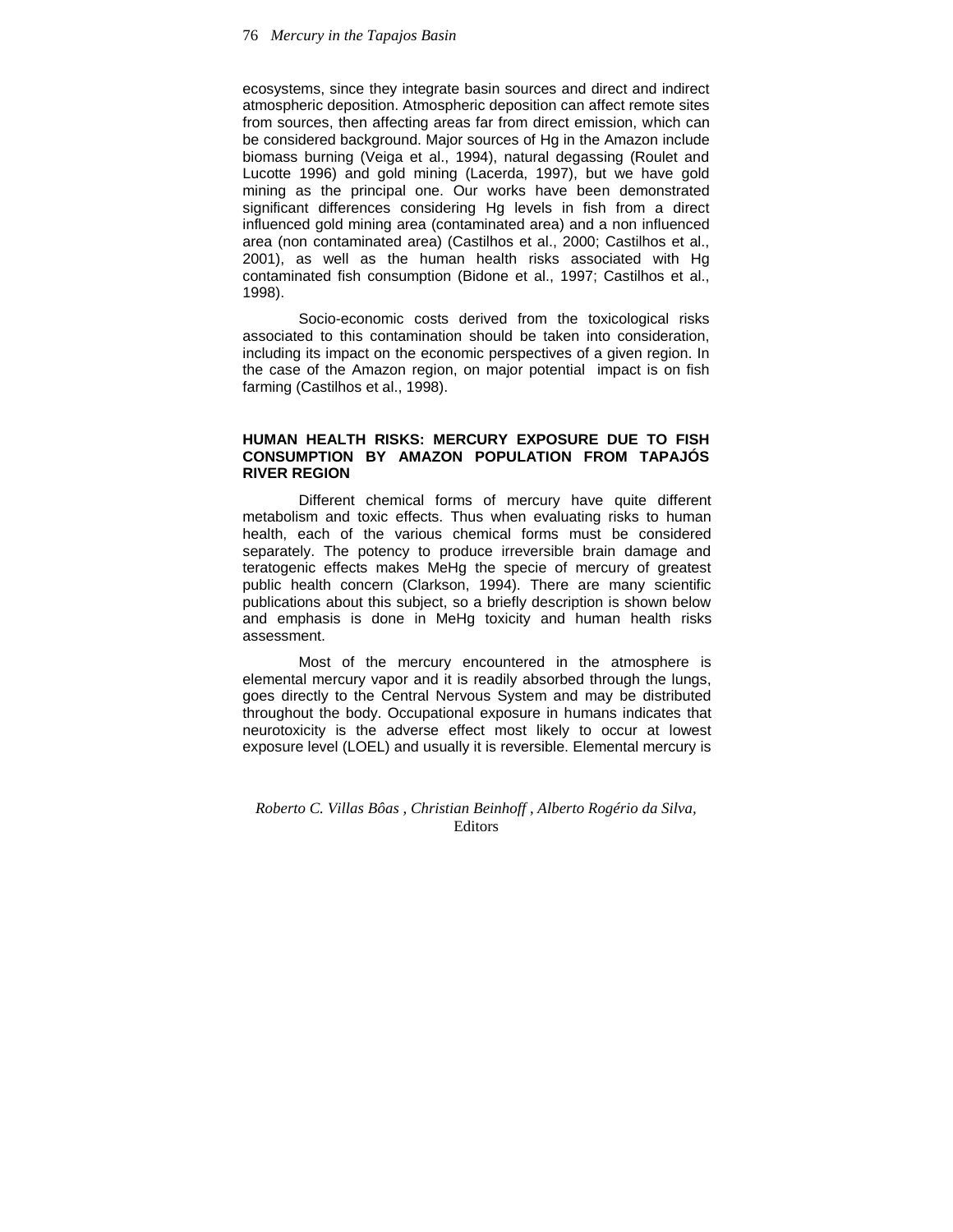ecosystems, since they integrate basin sources and direct and indirect atmospheric deposition. Atmospheric deposition can affect remote sites from sources, then affecting areas far from direct emission, which can be considered background. Major sources of Hg in the Amazon include biomass burning (Veiga et al., 1994), natural degassing (Roulet and Lucotte 1996) and gold mining (Lacerda, 1997), but we have gold mining as the principal one. Our works have been demonstrated significant differences considering Hg levels in fish from a direct influenced gold mining area (contaminated area) and a non influenced area (non contaminated area) (Castilhos et al., 2000; Castilhos et al., 2001), as well as the human health risks associated with Hg contaminated fish consumption (Bidone et al., 1997; Castilhos et al., 1998).

Socio-economic costs derived from the toxicological risks associated to this contamination should be taken into consideration, including its impact on the economic perspectives of a given region. In the case of the Amazon region, on major potential impact is on fish farming (Castilhos et al., 1998).

## HUMAN HEALTH RISKS: MERCURY EXPOSURE DUE TO FISH CONSUMPTION BY AMAZON POPULATION FROM TAPAJÓS RIVER REGION

Different chemical forms of mercury have quite different metabolism and toxic effects. Thus when evaluating risks to human health, each of the various chemical forms must be considered separately. The potency to produce irreversible brain damage and teratogenic effects makes MeHg the specie of mercury of greatest public health concern (Clarkson, 1994). There are many scientific publications about this subject, so a briefly description is shown below and emphasis is done in MeHg toxicity and human health risks assessment.

Most of the mercury encountered in the atmosphere is elemental mercury vapor and it is readily absorbed through the lungs, goes directly to the Central Nervous System and may be distributed throughout the body. Occupational exposure in humans indicates that neurotoxicity is the adverse effect most likely to occur at lowest exposure level (LOEL) and usually it is reversible. Elemental mercury is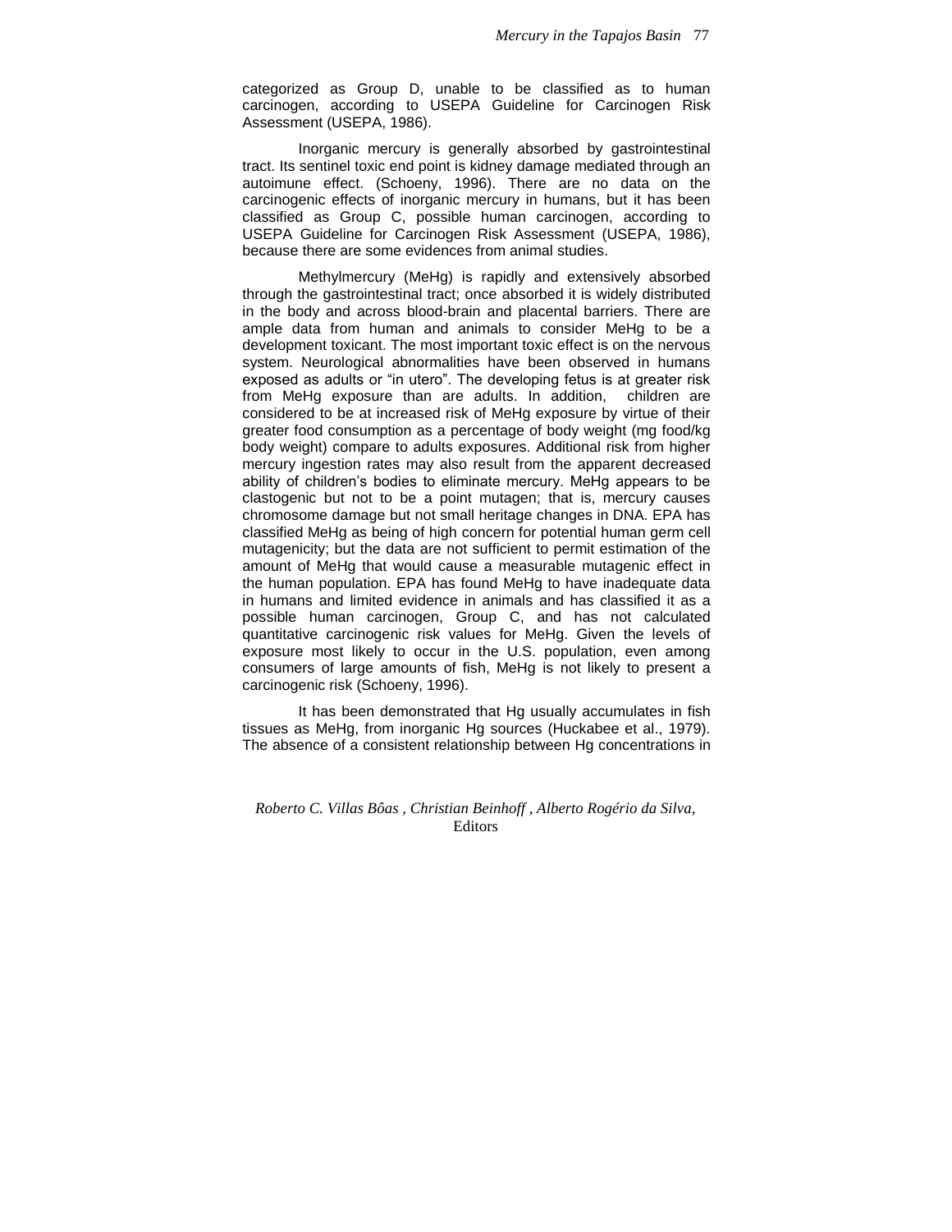categorized as Group D, unable to be classified as to human carcinogen, according to USEPA Guideline for Carcinogen Risk Assessment (USEPA, 1986).

Inorganic mercury is generally absorbed by gastrointestinal tract. Its sentinel toxic end point is kidney damage mediated through an autoimune effect. (Schoeny, 1996). There are no data on the carcinogenic effects of inorganic mercury in humans, but it has been classified as Group C, possible human carcinogen, according to USEPA Guideline for Carcinogen Risk Assessment (USEPA, 1986), because there are some evidences from animal studies.

Methylmercury (MeHg) is rapidly and extensively absorbed through the gastrointestinal tract; once absorbed it is widely distributed in the body and across blood-brain and placental barriers. There are ample data from human and animals to consider MeHg to be a development toxicant. The most important toxic effect is on the nervous system. Neurological abnormalities have been observed in humans exposed as adults or "in utero". The developing fetus is at greater risk from MeHg exposure than are adults. In addition, children are considered to be at increased risk of MeHg exposure by virtue of their greater food consumption as a percentage of body weight (mg food/kg body weight) compare to adults exposures. Additional risk from higher mercury ingestion rates may also result from the apparent decreased ability of children's bodies to eliminate mercury. MeHg appears to be clastogenic but not to be a point mutagen; that is, mercury causes chromosome damage but not small heritage changes in DNA. EPA has classified MeHg as being of high concern for potential human germ cell mutagenicity; but the data are not sufficient to permit estimation of the amount of MeHg that would cause a measurable mutagenic effect in the human population. EPA has found MeHg to have inadequate data in humans and limited evidence in animals and has classified it as a possible human carcinogen, Group C, and has not calculated quantitative carcinogenic risk values for MeHg. Given the levels of exposure most likely to occur in the U.S. population, even among consumers of large amounts of fish, MeHg is not likely to present a carcinogenic risk (Schoeny, 1996).

It has been demonstrated that Hg usually accumulates in fish tissues as MeHg, from inorganic Hg sources (Huckabee et al., 1979). The absence of a consistent relationship between Hg concentrations in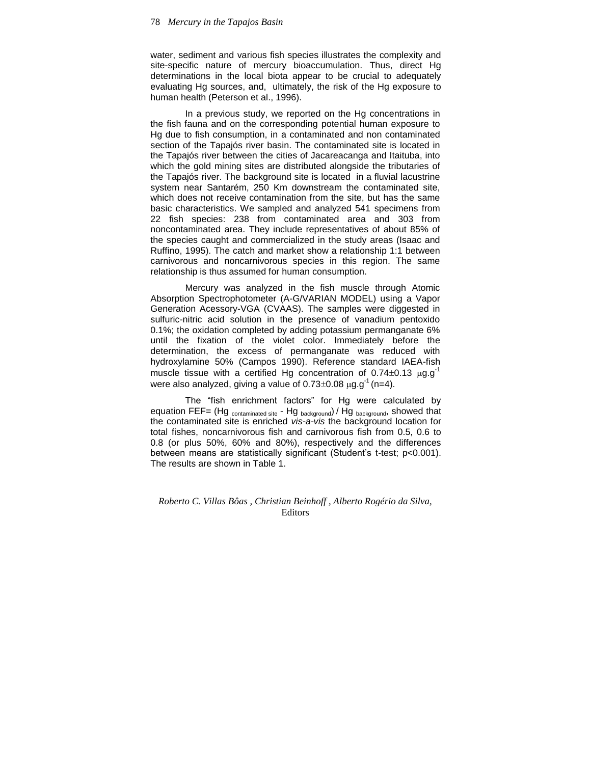water, sediment and various fish species illustrates the complexity and site-specific nature of mercury bioaccumulation. Thus, direct Hg determinations in the local biota appear to be crucial to adequately evaluating Hg sources, and, ultimately, the risk of the Hg exposure to human health (Peterson et al., 1996).

In a previous study, we reported on the Hg concentrations in the fish fauna and on the corresponding potential human exposure to Hg due to fish consumption, in a contaminated and non contaminated section of the Tapajós river basin. The contaminated site is located in the Tapajós river between the cities of Jacareacanga and Itaituba, into which the gold mining sites are distributed alongside the tributaries of the Tapajós river. The background site is located in a fluvial lacustrine system near Santarém, 250 Km downstream the contaminated site, which does not receive contamination from the site, but has the same basic characteristics. We sampled and analyzed 541 specimens from 22 fish species: 238 from contaminated area and 303 from noncontaminated area. They include representatives of about 85% of the species caught and commercialized in the study areas (Isaac and Ruffino, 1995). The catch and market show a relationship 1:1 between carnivorous and noncarnivorous species in this region. The same relationship is thus assumed for human consumption.

Mercury was analyzed in the fish muscle through Atomic Absorption Spectrophotometer (A-G/VARIAN MODEL) using a Vapor Generation Acessory-VGA (CVAAS). The samples were diggested in sulfuric-nitric acid solution in the presence of vanadium pentoxido 0.1%; the oxidation completed by adding potassium permanganate 6% until the fixation of the violet color. Immediately before the determination, the excess of permanganate was reduced with hydroxylamine 50% (Campos 1990). Reference standard IAEA-fish muscle tissue with a certified Hg concentration of $0.74 \pm 0.13$ $\mu g.g^{-1}$ were also analyzed, giving a value of $0.73 \pm 0.08$ $\mu g.g^{-1}$ (n=4).

The "fish enrichment factors" for Hg were calculated by equation $FEF = (Hg_{\text{contaminated site}} - Hg_{\text{background}}) / Hg_{\text{background}}$, showed that the contaminated site is enriched *vis-a-vis* the background location for total fishes, noncarnivorous fish and carnivorous fish from 0.5, 0.6 to 0.8 (or plus 50%, 60% and 80%), respectively and the differences between means are statistically significant (Student's t-test; $p<0.001$). The results are shown in Table 1.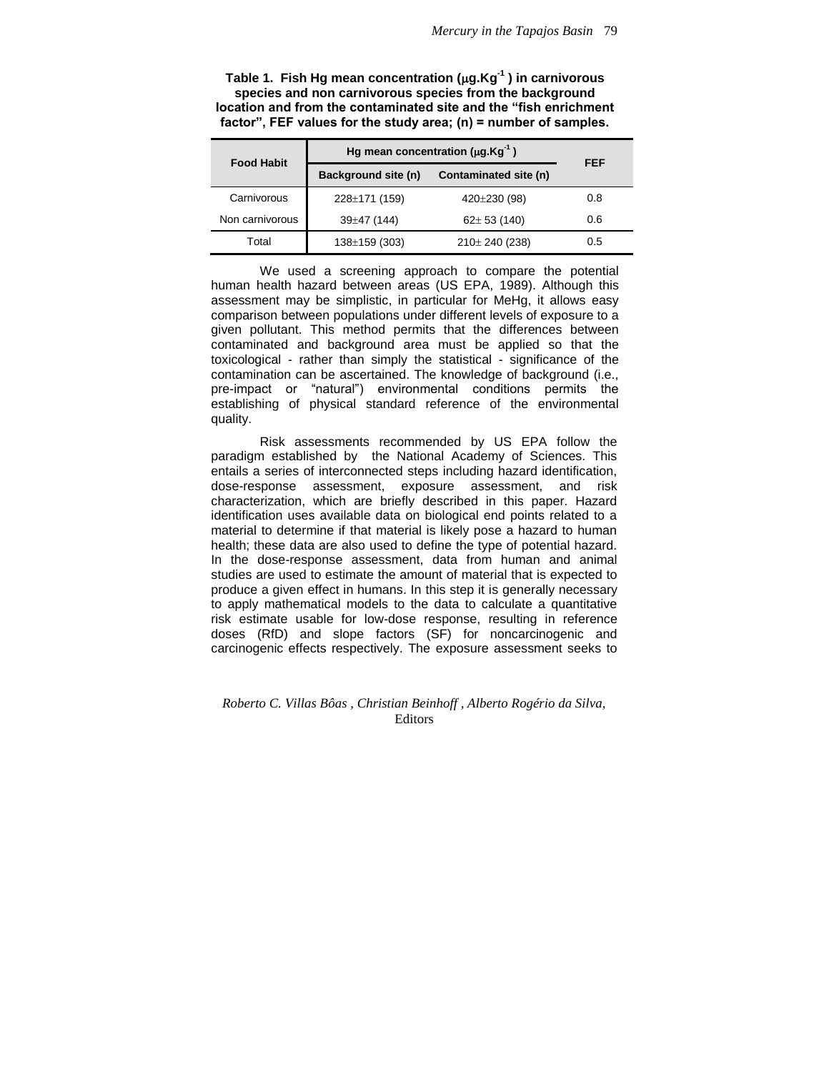**Table 1. Fish Hg mean concentration ($\mu g.Kg^{-1}$ ) in carnivorous species and non carnivorous species from the background location and from the contaminated site and the "fish enrichment factor", FEF values for the study area; (n) = number of samples.**

| Food Habit | Hg mean concentration ($\mu g.Kg^{-1}$ ) | | FEF |
|---|---|---|---|
| | Background site (n) | Contaminated site (n) | |
| Carnivorous | 228±171 (159) | 420±230 (98) | 0.8 |
| Non carnivorous | 39±47 (144) | 62± 53 (140) | 0.6 |
| Total | 138±159 (303) | 210± 240 (238) | 0.5 |

We used a screening approach to compare the potential human health hazard between areas (US EPA, 1989). Although this assessment may be simplistic, in particular for MeHg, it allows easy comparison between populations under different levels of exposure to a given pollutant. This method permits that the differences between contaminated and background area must be applied so that the toxicological - rather than simply the statistical - significance of the contamination can be ascertained. The knowledge of background (i.e., pre-impact or "natural") environmental conditions permits the establishing of physical standard reference of the environmental quality.

Risk assessments recommended by US EPA follow the paradigm established by the National Academy of Sciences. This entails a series of interconnected steps including hazard identification, dose-response assessment, exposure assessment, and risk characterization, which are briefly described in this paper. Hazard identification uses available data on biological end points related to a material to determine if that material is likely pose a hazard to human health; these data are also used to define the type of potential hazard. In the dose-response assessment, data from human and animal studies are used to estimate the amount of material that is expected to produce a given effect in humans. In this step it is generally necessary to apply mathematical models to the data to calculate a quantitative risk estimate usable for low-dose response, resulting in reference doses (RfD) and slope factors (SF) for noncarcinogenic and carcinogenic effects respectively. The exposure assessment seeks to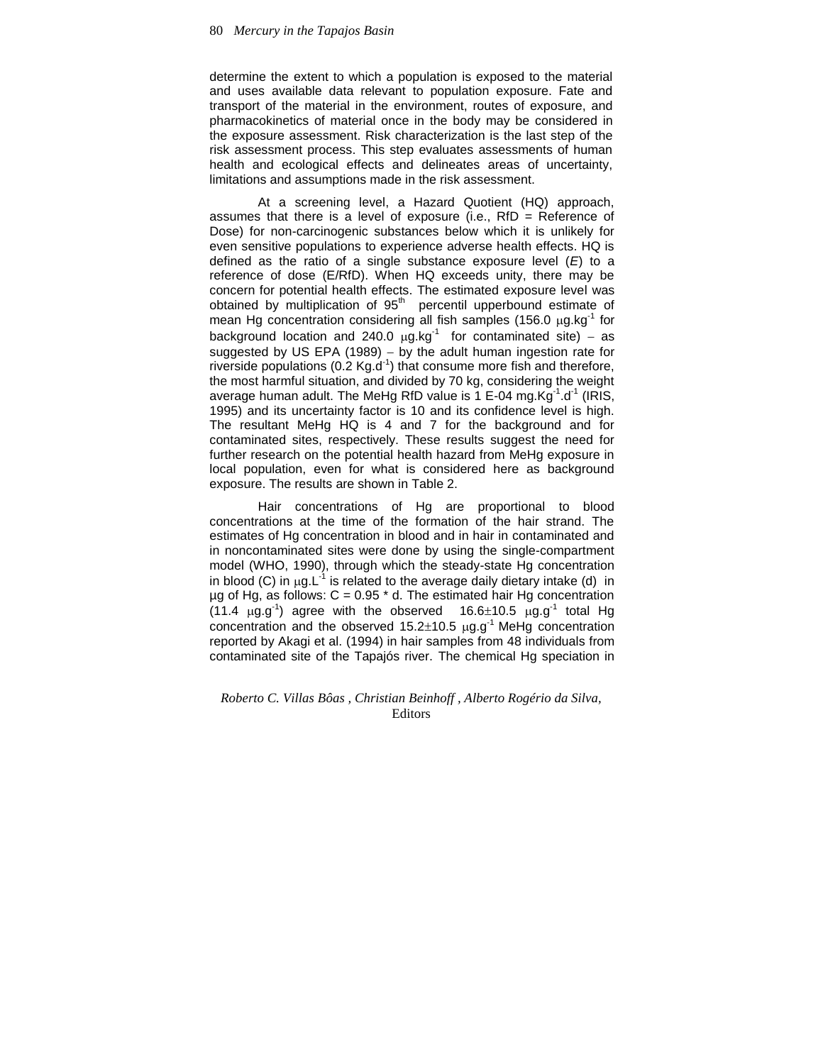determine the extent to which a population is exposed to the material and uses available data relevant to population exposure. Fate and transport of the material in the environment, routes of exposure, and pharmacokinetics of material once in the body may be considered in the exposure assessment. Risk characterization is the last step of the risk assessment process. This step evaluates assessments of human health and ecological effects and delineates areas of uncertainty, limitations and assumptions made in the risk assessment.

At a screening level, a Hazard Quotient (HQ) approach, assumes that there is a level of exposure (i.e., RfD = Reference of Dose) for non-carcinogenic substances below which it is unlikely for even sensitive populations to experience adverse health effects. HQ is defined as the ratio of a single substance exposure level (*E*) to a reference of dose (E/RfD). When HQ exceeds unity, there may be concern for potential health effects. The estimated exposure level was obtained by multiplication of 95$^{th}$ percentil upperbound estimate of mean Hg concentration considering all fish samples (156.0 $\mu g.kg^{-1}$ for background location and 240.0 $\mu g.kg^{-1}$ for contaminated site) – as suggested by US EPA (1989) – by the adult human ingestion rate for riverside populations (0.2 $Kg.d^{-1}$) that consume more fish and therefore, the most harmful situation, and divided by 70 kg, considering the weight average human adult. The MeHg RfD value is 1 E-04 $mg.Kg^{-1}.d^{-1}$ (IRIS, 1995) and its uncertainty factor is 10 and its confidence level is high. The resultant MeHg HQ is 4 and 7 for the background and for contaminated sites, respectively. These results suggest the need for further research on the potential health hazard from MeHg exposure in local population, even for what is considered here as background exposure. The results are shown in Table 2.

Hair concentrations of Hg are proportional to blood concentrations at the time of the formation of the hair strand. The estimates of Hg concentration in blood and in hair in contaminated and in noncontaminated sites were done by using the single-compartment model (WHO, 1990), through which the steady-state Hg concentration in blood (C) in $\mu g.L^{-1}$ is related to the average daily dietary intake (d) in µg of Hg, as follows: $C = 0.95 * d$. The estimated hair Hg concentration (11.4 $\mu g.g^{-1}$) agree with the observed 16.6±10.5 $\mu g.g^{-1}$ total Hg concentration and the observed 15.2±10.5 $\mu g.g^{-1}$ MeHg concentration reported by Akagi et al. (1994) in hair samples from 48 individuals from contaminated site of the Tapajós river. The chemical Hg speciation in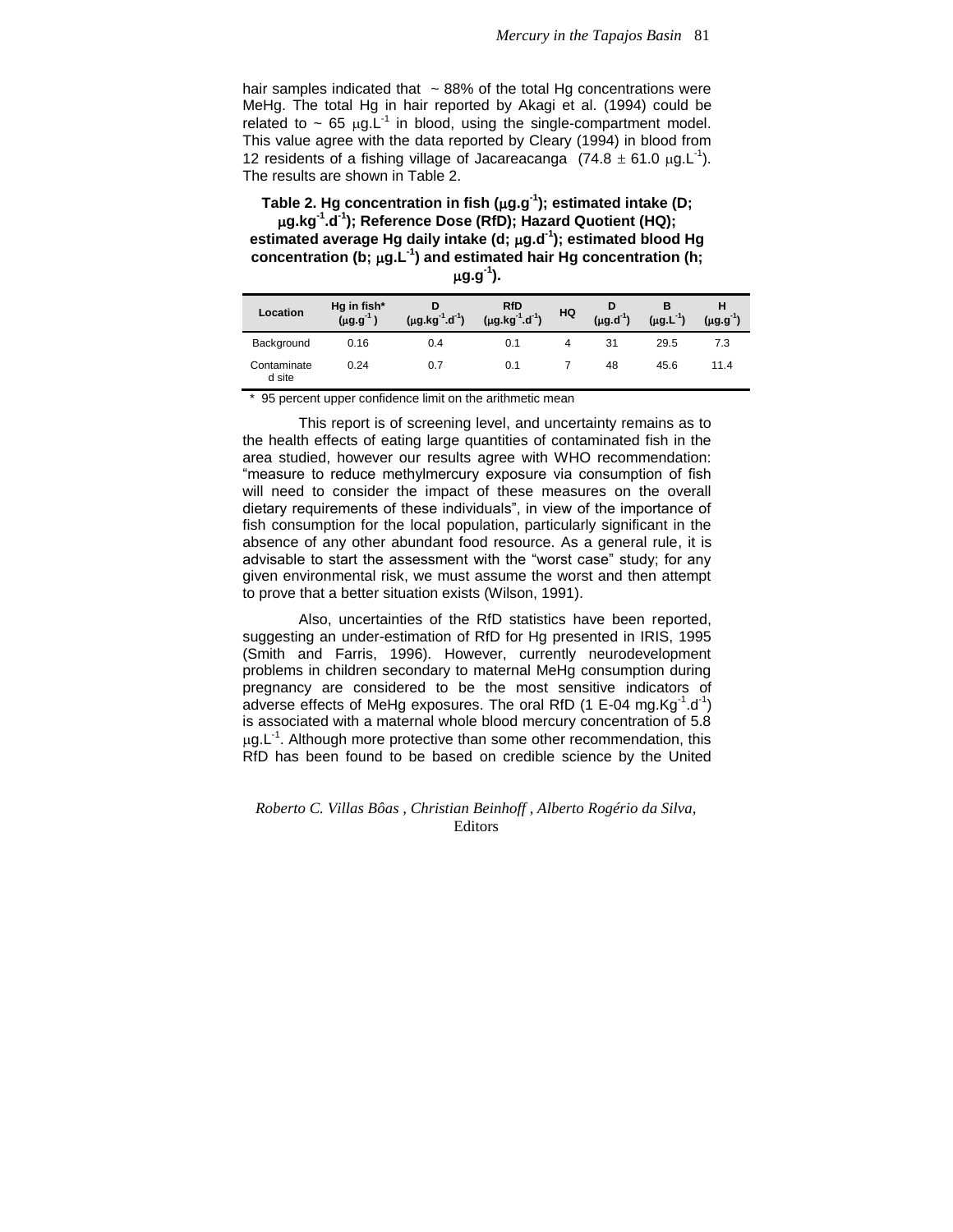hair samples indicated that ~ 88% of the total Hg concentrations were MeHg. The total Hg in hair reported by Akagi et al. (1994) could be related to ~ 65 $\mu g.L^{-1}$ in blood, using the single-compartment model. This value agree with the data reported by Cleary (1994) in blood from 12 residents of a fishing village of Jacareacanga ($74.8 \pm 61.0$ $\mu g.L^{-1}$). The results are shown in Table 2.

**Table 2. Hg concentration in fish ($\mu g.g^{-1}$); estimated intake (D; $\mu g.kg^{-1}.d^{-1}$); Reference Dose (RfD); Hazard Quotient (HQ); estimated average Hg daily intake (d; $\mu g.d^{-1}$); estimated blood Hg concentration (b; $\mu g.L^{-1}$) and estimated hair Hg concentration (h; $\mu g.g^{-1}$).**

| Location | Hg in fish* ($\mu g.g^{-1}$) | D ($\mu g.kg^{-1}.d^{-1}$) | RfD ($\mu g.kg^{-1}.d^{-1}$) | HQ | D ($\mu g.d^{-1}$) | B ($\mu g.L^{-1}$) | H ($\mu g.g^{-1}$) |
|---|---|---|---|---|---|---|---|
| Background | 0.16 | 0.4 | 0.1 | 4 | 31 | 29.5 | 7.3 |
| Contaminated site | 0.24 | 0.7 | 0.1 | 7 | 48 | 45.6 | 11.4 |

\* 95 percent upper confidence limit on the arithmetic mean

This report is of screening level, and uncertainty remains as to the health effects of eating large quantities of contaminated fish in the area studied, however our results agree with WHO recommendation: "measure to reduce methylmercury exposure via consumption of fish will need to consider the impact of these measures on the overall dietary requirements of these individuals", in view of the importance of fish consumption for the local population, particularly significant in the absence of any other abundant food resource. As a general rule, it is advisable to start the assessment with the "worst case" study; for any given environmental risk, we must assume the worst and then attempt to prove that a better situation exists (Wilson, 1991).

Also, uncertainties of the RfD statistics have been reported, suggesting an under-estimation of RfD for Hg presented in IRIS, 1995 (Smith and Farris, 1996). However, currently neurodevelopment problems in children secondary to maternal MeHg consumption during pregnancy are considered to be the most sensitive indicators of adverse effects of MeHg exposures. The oral RfD (1 E-04 $mg.Kg^{-1}.d^{-1}$) is associated with a maternal whole blood mercury concentration of 5.8 $\mu g.L^{-1}$. Although more protective than some other recommendation, this RfD has been found to be based on credible science by the United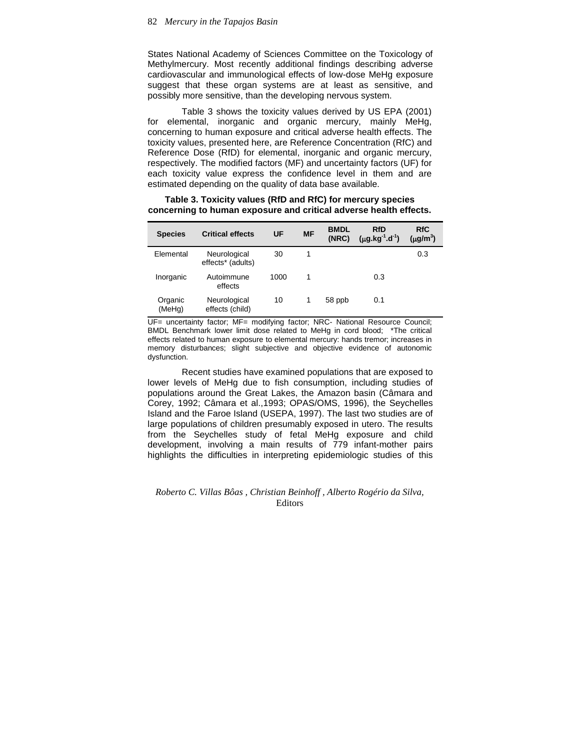States National Academy of Sciences Committee on the Toxicology of Methylmercury. Most recently additional findings describing adverse cardiovascular and immunological effects of low-dose MeHg exposure suggest that these organ systems are at least as sensitive, and possibly more sensitive, than the developing nervous system.

Table 3 shows the toxicity values derived by US EPA (2001) for elemental, inorganic and organic mercury, mainly MeHg, concerning to human exposure and critical adverse health effects. The toxicity values, presented here, are Reference Concentration (RfC) and Reference Dose (RfD) for elemental, inorganic and organic mercury, respectively. The modified factors (MF) and uncertainty factors (UF) for each toxicity value express the confidence level in them and are estimated depending on the quality of data base available.

**Table 3. Toxicity values (RfD and RfC) for mercury species concerning to human exposure and critical adverse health effects.**

| Species | Critical effects | UF | MF | BMDL (NRC) | RfD ($\mu g.kg^{-1}.d^{-1}$) | RfC ($\mu g/m^3$) |
|---|---|---|---|---|---|---|
| Elemental | Neurological effects* (adults) | 30 | 1 | | | 0.3 |
| Inorganic | Autoimmune effects | 1000 | 1 | | 0.3 | |
| Organic (MeHg) | Neurological effects (child) | 10 | 1 | 58 ppb | 0.1 | |

UF= uncertainty factor; MF= modifying factor; NRC- National Resource Council; BMDL Benchmark lower limit dose related to MeHg in cord blood; *The critical effects related to human exposure to elemental mercury: hands tremor; increases in memory disturbances; slight subjective and objective evidence of autonomic dysfunction.

Recent studies have examined populations that are exposed to lower levels of MeHg due to fish consumption, including studies of populations around the Great Lakes, the Amazon basin (Câmara and Corey, 1992; Câmara et al.,1993; OPAS/OMS, 1996), the Seychelles Island and the Faroe Island (USEPA, 1997). The last two studies are of large populations of children presumably exposed in utero. The results from the Seychelles study of fetal MeHg exposure and child development, involving a main results of 779 infant-mother pairs highlights the difficulties in interpreting epidemiologic studies of this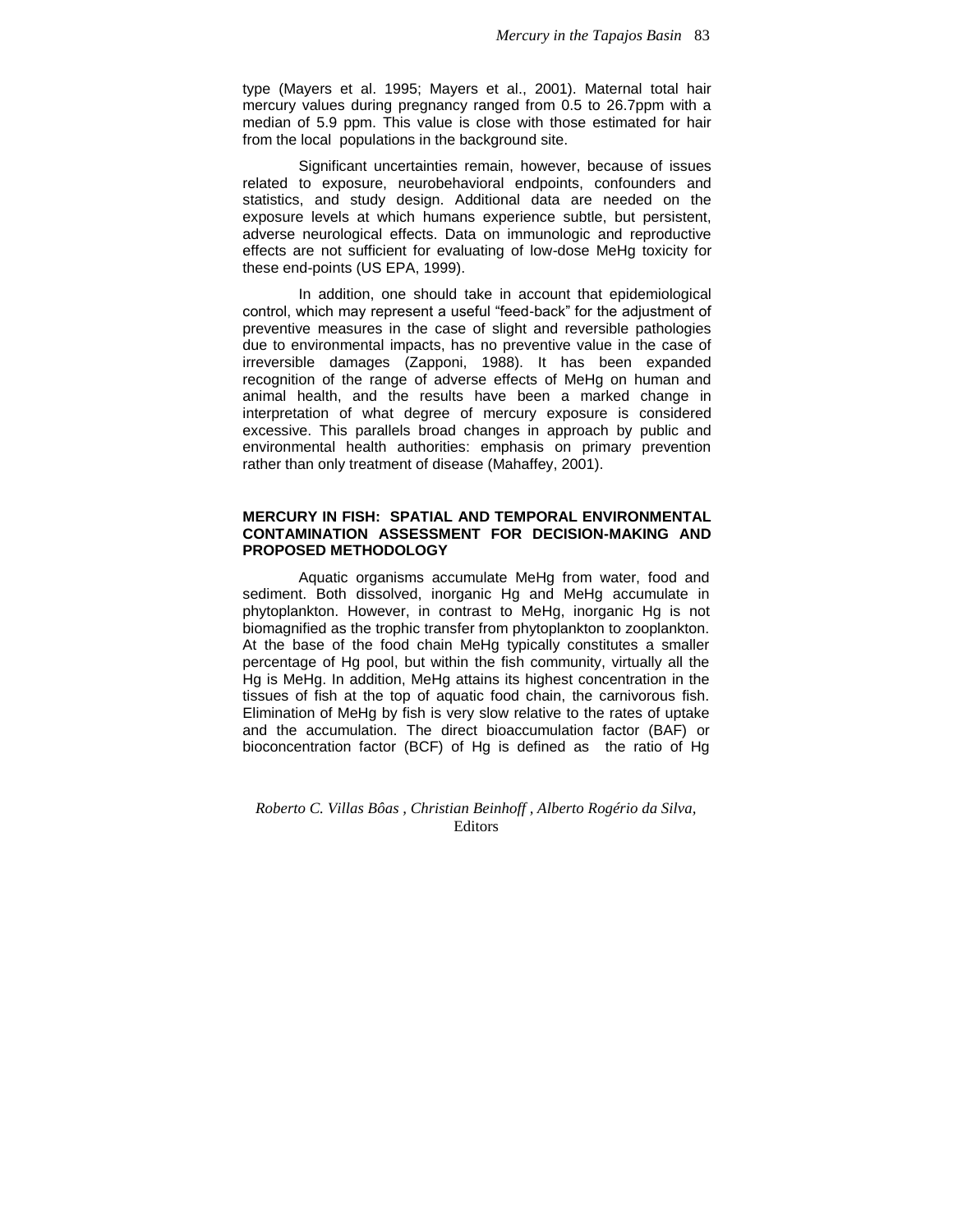type (Mayers et al. 1995; Mayers et al., 2001). Maternal total hair mercury values during pregnancy ranged from 0.5 to 26.7ppm with a median of 5.9 ppm. This value is close with those estimated for hair from the local populations in the background site.

Significant uncertainties remain, however, because of issues related to exposure, neurobehavioral endpoints, confounders and statistics, and study design. Additional data are needed on the exposure levels at which humans experience subtle, but persistent, adverse neurological effects. Data on immunologic and reproductive effects are not sufficient for evaluating of low-dose MeHg toxicity for these end-points (US EPA, 1999).

In addition, one should take in account that epidemiological control, which may represent a useful "feed-back" for the adjustment of preventive measures in the case of slight and reversible pathologies due to environmental impacts, has no preventive value in the case of irreversible damages (Zapponi, 1988). It has been expanded recognition of the range of adverse effects of MeHg on human and animal health, and the results have been a marked change in interpretation of what degree of mercury exposure is considered excessive. This parallels broad changes in approach by public and environmental health authorities: emphasis on primary prevention rather than only treatment of disease (Mahaffey, 2001).

## MERCURY IN FISH: SPATIAL AND TEMPORAL ENVIRONMENTAL CONTAMINATION ASSESSMENT FOR DECISION-MAKING AND PROPOSED METHODOLOGY

Aquatic organisms accumulate MeHg from water, food and sediment. Both dissolved, inorganic Hg and MeHg accumulate in phytoplankton. However, in contrast to MeHg, inorganic Hg is not biomagnified as the trophic transfer from phytoplankton to zooplankton. At the base of the food chain MeHg typically constitutes a smaller percentage of Hg pool, but within the fish community, virtually all the Hg is MeHg. In addition, MeHg attains its highest concentration in the tissues of fish at the top of aquatic food chain, the carnivorous fish. Elimination of MeHg by fish is very slow relative to the rates of uptake and the accumulation. The direct bioaccumulation factor (BAF) or bioconcentration factor (BCF) of Hg is defined as the ratio of Hg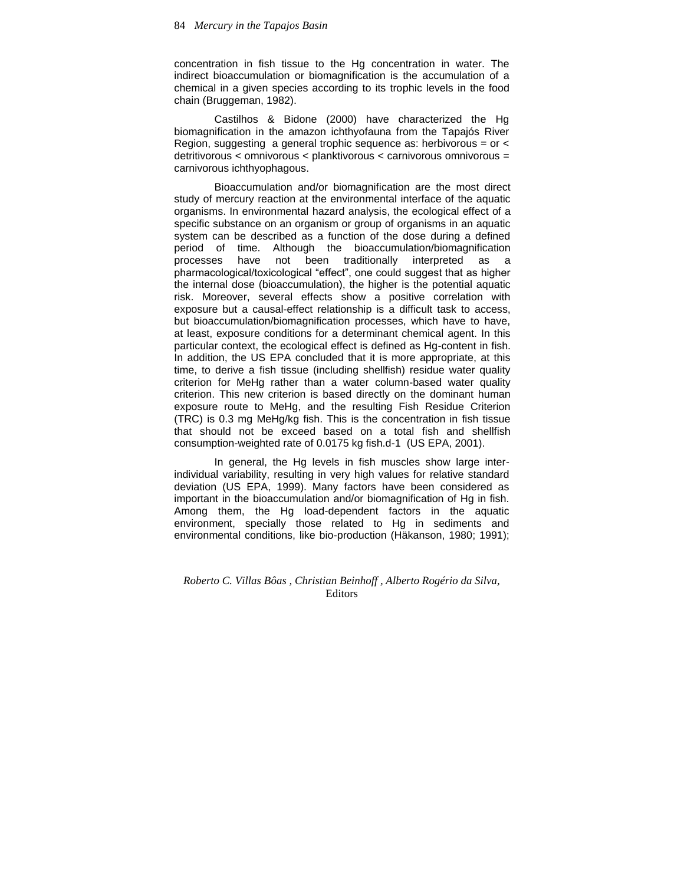concentration in fish tissue to the Hg concentration in water. The indirect bioaccumulation or biomagnification is the accumulation of a chemical in a given species according to its trophic levels in the food chain (Bruggeman, 1982).

Castilhos & Bidone (2000) have characterized the Hg biomagnification in the amazon ichthyofauna from the Tapajós River Region, suggesting a general trophic sequence as: herbivorous = or < detritivorous < omnivorous < planktivorous < carnivorous omnivorous = carnivorous ichthyophagous.

Bioaccumulation and/or biomagnification are the most direct study of mercury reaction at the environmental interface of the aquatic organisms. In environmental hazard analysis, the ecological effect of a specific substance on an organism or group of organisms in an aquatic system can be described as a function of the dose during a defined period of time. Although the bioaccumulation/biomagnification processes have not been traditionally interpreted as a pharmacological/toxicological "effect", one could suggest that as higher the internal dose (bioaccumulation), the higher is the potential aquatic risk. Moreover, several effects show a positive correlation with exposure but a causal-effect relationship is a difficult task to access, but bioaccumulation/biomagnification processes, which have to have, at least, exposure conditions for a determinant chemical agent. In this particular context, the ecological effect is defined as Hg-content in fish. In addition, the US EPA concluded that it is more appropriate, at this time, to derive a fish tissue (including shellfish) residue water quality criterion for MeHg rather than a water column-based water quality criterion. This new criterion is based directly on the dominant human exposure route to MeHg, and the resulting Fish Residue Criterion (TRC) is 0.3 mg MeHg/kg fish. This is the concentration in fish tissue that should not be exceed based on a total fish and shellfish consumption-weighted rate of 0.0175 kg fish.d-1 (US EPA, 2001).

In general, the Hg levels in fish muscles show large inter-individual variability, resulting in very high values for relative standard deviation (US EPA, 1999). Many factors have been considered as important in the bioaccumulation and/or biomagnification of Hg in fish. Among them, the Hg load-dependent factors in the aquatic environment, specially those related to Hg in sediments and environmental conditions, like bio-production (Häkanson, 1980; 1991);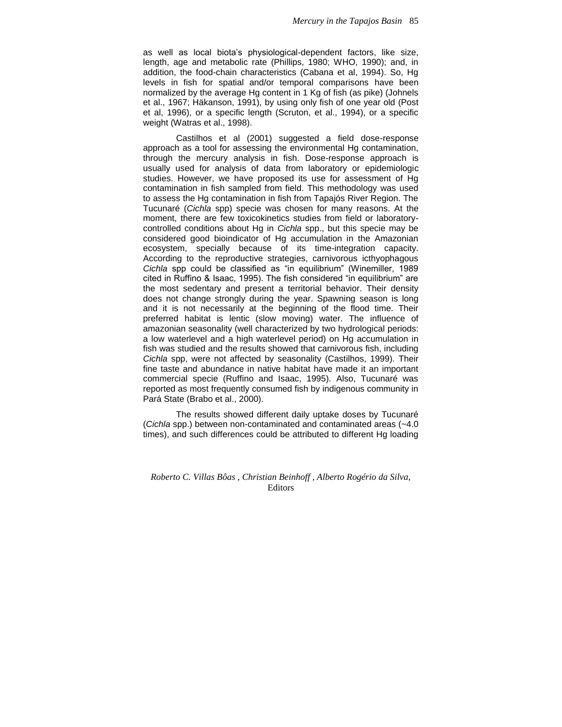as well as local biota's physiological-dependent factors, like size, length, age and metabolic rate (Phillips, 1980; WHO, 1990); and, in addition, the food-chain characteristics (Cabana et al, 1994). So, Hg levels in fish for spatial and/or temporal comparisons have been normalized by the average Hg content in 1 Kg of fish (as pike) (Johnels et al., 1967; Häkanson, 1991), by using only fish of one year old (Post et al, 1996), or a specific length (Scruton, et al., 1994), or a specific weight (Watras et al., 1998).

Castilhos et al (2001) suggested a field dose-response approach as a tool for assessing the environmental Hg contamination, through the mercury analysis in fish. Dose-response approach is usually used for analysis of data from laboratory or epidemiologic studies. However, we have proposed its use for assessment of Hg contamination in fish sampled from field. This methodology was used to assess the Hg contamination in fish from Tapajós River Region. The Tucunaré (*Cichla* spp) specie was chosen for many reasons. At the moment, there are few toxicokinetics studies from field or laboratory-controlled conditions about Hg in *Cichla* spp., but this specie may be considered good bioindicator of Hg accumulation in the Amazonian ecosystem, specially because of its time-integration capacity. According to the reproductive strategies, carnivorous icthyophagous *Cichla* spp could be classified as "in equilibrium" (Winemiller, 1989 cited in Ruffino & Isaac, 1995). The fish considered "in equilibrium" are the most sedentary and present a territorial behavior. Their density does not change strongly during the year. Spawning season is long and it is not necessarily at the beginning of the flood time. Their preferred habitat is lentic (slow moving) water. The influence of amazonian seasonality (well characterized by two hydrological periods: a low waterlevel and a high waterlevel period) on Hg accumulation in fish was studied and the results showed that carnivorous fish, including *Cichla* spp, were not affected by seasonality (Castilhos, 1999). Their fine taste and abundance in native habitat have made it an important commercial specie (Ruffino and Isaac, 1995). Also, Tucunaré was reported as most frequently consumed fish by indigenous community in Pará State (Brabo et al., 2000).

The results showed different daily uptake doses by Tucunaré (*Cichla* spp.) between non-contaminated and contaminated areas (~4.0 times), and such differences could be attributed to different Hg loading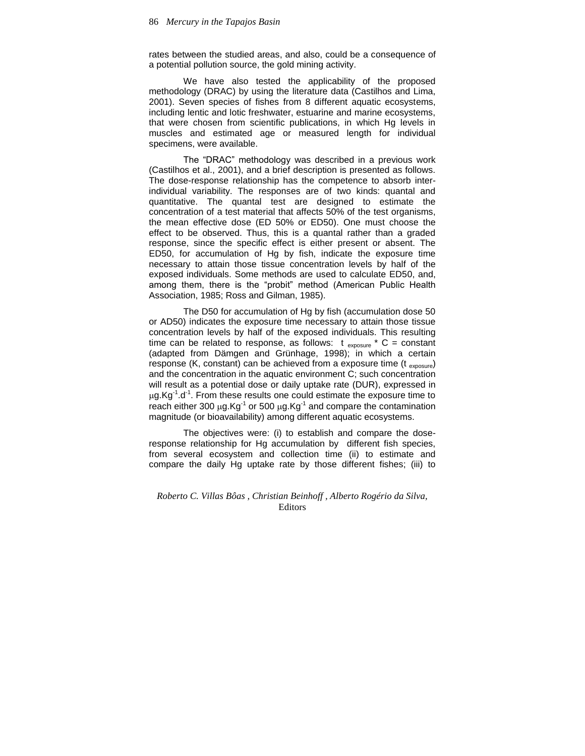rates between the studied areas, and also, could be a consequence of a potential pollution source, the gold mining activity.

We have also tested the applicability of the proposed methodology (DRAC) by using the literature data (Castilhos and Lima, 2001). Seven species of fishes from 8 different aquatic ecosystems, including lentic and lotic freshwater, estuarine and marine ecosystems, that were chosen from scientific publications, in which Hg levels in muscles and estimated age or measured length for individual specimens, were available.

The "DRAC" methodology was described in a previous work (Castilhos et al., 2001), and a brief description is presented as follows. The dose-response relationship has the competence to absorb inter-individual variability. The responses are of two kinds: quantal and quantitative. The quantal test are designed to estimate the concentration of a test material that affects 50% of the test organisms, the mean effective dose (ED 50% or ED50). One must choose the effect to be observed. Thus, this is a quantal rather than a graded response, since the specific effect is either present or absent. The ED50, for accumulation of Hg by fish, indicate the exposure time necessary to attain those tissue concentration levels by half of the exposed individuals. Some methods are used to calculate ED50, and, among them, there is the "probit" method (American Public Health Association, 1985; Ross and Gilman, 1985).

The D50 for accumulation of Hg by fish (accumulation dose 50 or AD50) indicates the exposure time necessary to attain those tissue concentration levels by half of the exposed individuals. This resulting time can be related to response, as follows: $t_{exposure} * C = \text{constant}$ (adapted from Dämgen and Grünhage, 1998); in which a certain response (K, constant) can be achieved from a exposure time ($t_{exposure}$) and the concentration in the aquatic environment C; such concentration will result as a potential dose or daily uptake rate (DUR), expressed in $\mu g.Kg^{-1}.d^{-1}$. From these results one could estimate the exposure time to reach either 300 $\mu g.Kg^{-1}$ or 500 $\mu g.Kg^{-1}$ and compare the contamination magnitude (or bioavailability) among different aquatic ecosystems.

The objectives were: (i) to establish and compare the dose-response relationship for Hg accumulation by different fish species, from several ecosystem and collection time (ii) to estimate and compare the daily Hg uptake rate by those different fishes; (iii) to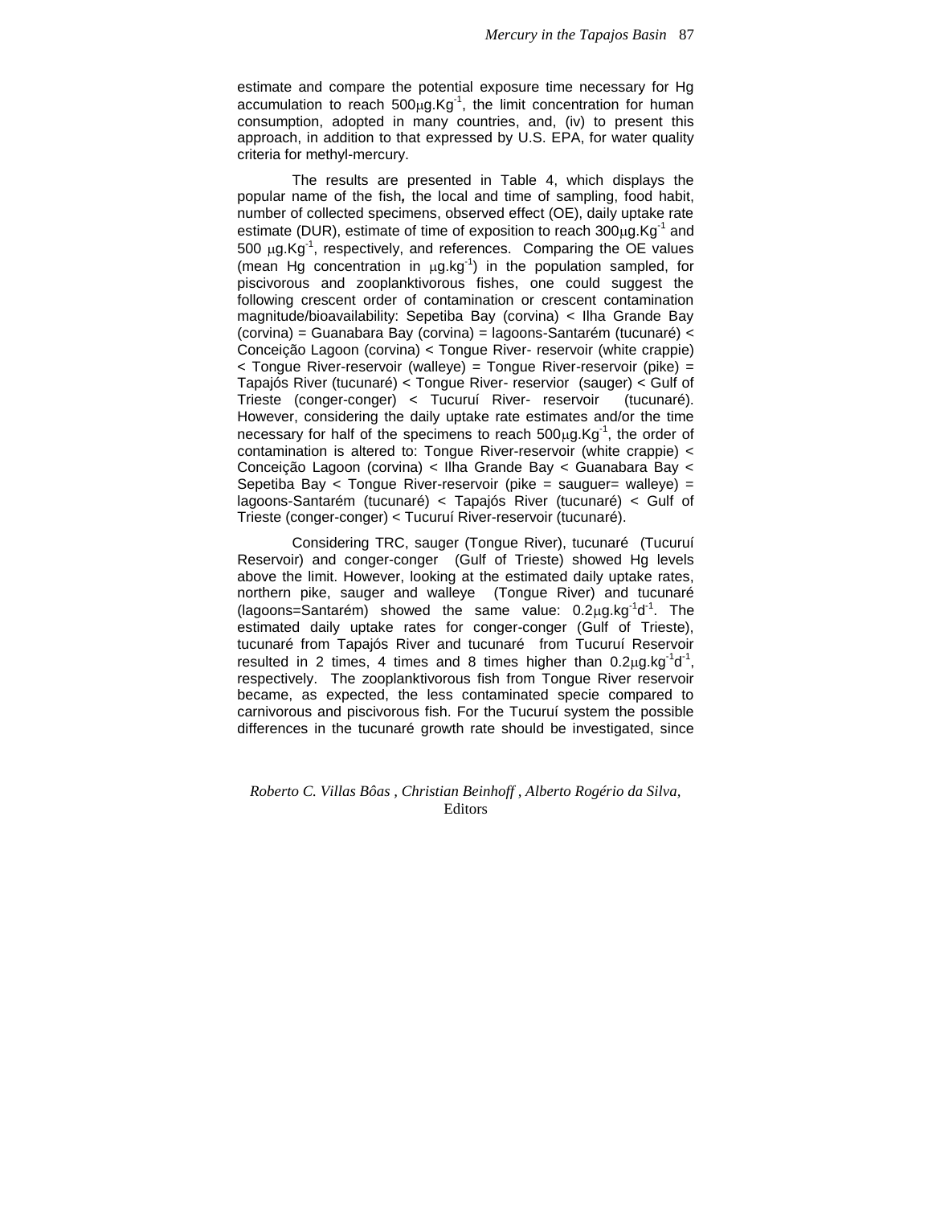estimate and compare the potential exposure time necessary for Hg accumulation to reach 500$\mu$g.Kg$^{-1}$, the limit concentration for human consumption, adopted in many countries, and, (iv) to present this approach, in addition to that expressed by U.S. EPA, for water quality criteria for methyl-mercury.

The results are presented in Table 4, which displays the popular name of the fish**,** the local and time of sampling, food habit, number of collected specimens, observed effect (OE), daily uptake rate estimate (DUR), estimate of time of exposition to reach 300$\mu$g.Kg$^{-1}$ and 500 $\mu$g.Kg$^{-1}$, respectively, and references. Comparing the OE values (mean Hg concentration in $\mu$g.kg$^{-1}$) in the population sampled, for piscivorous and zooplanktivorous fishes, one could suggest the following crescent order of contamination or crescent contamination magnitude/bioavailability: Sepetiba Bay (corvina) < Ilha Grande Bay (corvina) = Guanabara Bay (corvina) = lagoons-Santarém (tucunaré) < Conceição Lagoon (corvina) < Tongue River- reservoir (white crappie) < Tongue River-reservoir (walleye) = Tongue River-reservoir (pike) = Tapajós River (tucunaré) < Tongue River- reservior (sauger) < Gulf of Trieste (conger-conger) < Tucuruí River- reservoir (tucunaré). However, considering the daily uptake rate estimates and/or the time necessary for half of the specimens to reach 500$\mu$g.Kg$^{-1}$, the order of contamination is altered to: Tongue River-reservoir (white crappie) < Conceição Lagoon (corvina) < Ilha Grande Bay < Guanabara Bay < Sepetiba Bay < Tongue River-reservoir (pike = sauguer= walleye) = lagoons-Santarém (tucunaré) < Tapajós River (tucunaré) < Gulf of Trieste (conger-conger) < Tucuruí River-reservoir (tucunaré).

Considering TRC, sauger (Tongue River), tucunaré (Tucuruí Reservoir) and conger-conger (Gulf of Trieste) showed Hg levels above the limit. However, looking at the estimated daily uptake rates, northern pike, sauger and walleye (Tongue River) and tucunaré (lagoons=Santarém) showed the same value: 0.2$\mu$g.kg$^{-1}$d$^{-1}$. The estimated daily uptake rates for conger-conger (Gulf of Trieste), tucunaré from Tapajós River and tucunaré from Tucuruí Reservoir resulted in 2 times, 4 times and 8 times higher than 0.2$\mu$g.kg$^{-1}$d$^{-1}$, respectively. The zooplanktivorous fish from Tongue River reservoir became, as expected, the less contaminated specie compared to carnivorous and piscivorous fish. For the Tucuruí system the possible differences in the tucunaré growth rate should be investigated, since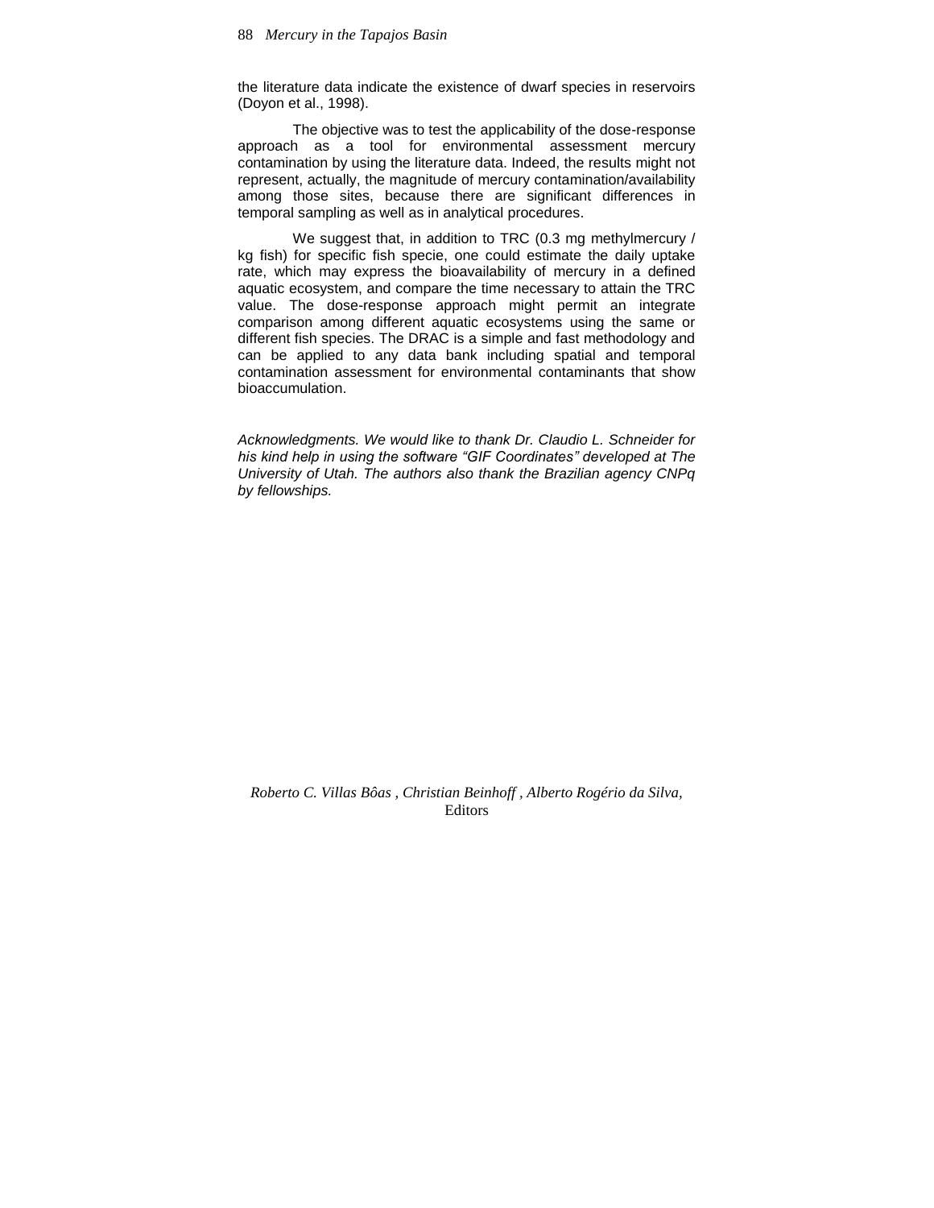the literature data indicate the existence of dwarf species in reservoirs (Doyon et al., 1998).

The objective was to test the applicability of the dose-response approach as a tool for environmental assessment mercury contamination by using the literature data. Indeed, the results might not represent, actually, the magnitude of mercury contamination/availability among those sites, because there are significant differences in temporal sampling as well as in analytical procedures.

We suggest that, in addition to TRC (0.3 mg methylmercury / kg fish) for specific fish specie, one could estimate the daily uptake rate, which may express the bioavailability of mercury in a defined aquatic ecosystem, and compare the time necessary to attain the TRC value. The dose-response approach might permit an integrate comparison among different aquatic ecosystems using the same or different fish species. The DRAC is a simple and fast methodology and can be applied to any data bank including spatial and temporal contamination assessment for environmental contaminants that show bioaccumulation.

*Acknowledgments. We would like to thank Dr. Claudio L. Schneider for his kind help in using the software "GIF Coordinates" developed at The University of Utah. The authors also thank the Brazilian agency CNPq by fellowships.*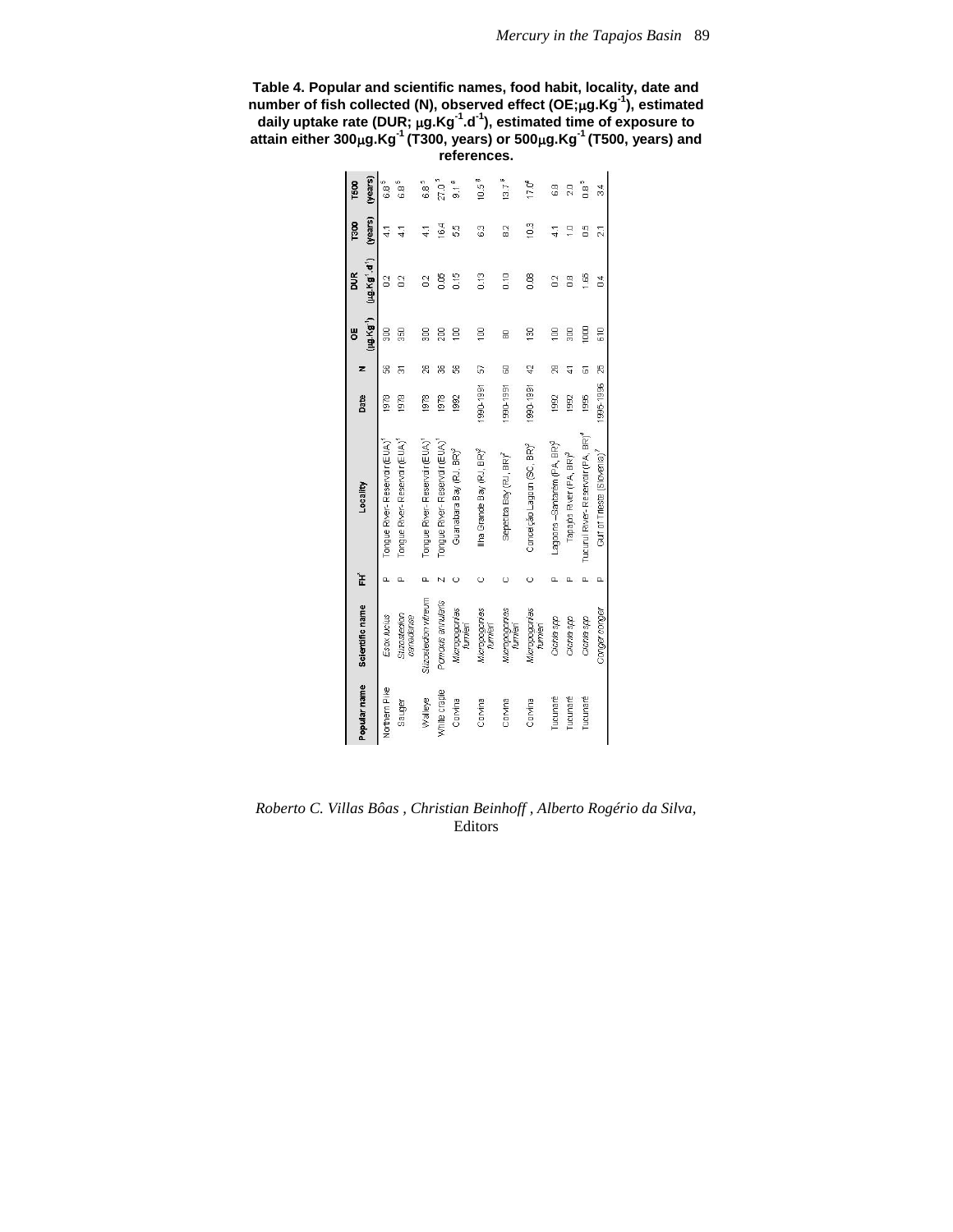**Table 4. Popular and scientific names, food habit, locality, date and number of fish collected (N), observed effect (OE;μg.Kg$^{-1}$), estimated daily uptake rate (DUR; μg.Kg$^{-1}$.d$^{-1}$), estimated time of exposure to attain either 300μg.Kg$^{-1}$ (T300, years) or 500μg.Kg$^{-1}$ (T500, years) and references.**

| Popular name | Scientific name | FH[*] | Locality | Date | N | OE (μg.Kg$^{-1}$) | DUR (μg.Kg$^{-1}$.d$^{-1}$) | T300 (years) | T500 (years) |
|---|---|---|---|---|---|---|---|---|---|
| Northern Pike | *Esox lucius* | P | Tongue River- Reservoir(EUA)[1] | 1979 | 56 | 300 | 0.2 | 4.1 | 6.8[5] |
| Sauger | *Stizostedion canadense* | P | Tongue River- Reservoir(EUA)[1] | 1979 | 31 | 350 | 0.2 | 4.1 | 6.8[5] |
| Walleye | *Stizostedion vitreum* | P | Tongue River- Reservoir(EUA)[1] | 1978 | 26 | 300 | 0.2 | 4.1 | 6.8[5] |
| White craple | *Pomoxis annularis* | N | Tongue River- Reservoir(EUA)[1] | 1978 | 36 | 200 | 0.05 | 16.4 | 27.0[5] |
| Corvina | *Micropogonias furnieri* | C | Guanabara Bay (RJ, BR)[2] | 1992 | 56 | 100 | 0.15 | 5.5 | 9.1[6] |
| Corvina | *Micropogonias furnieri* | C | Ilha Grande Bay (RJ, BR)[2] | 1990-1991 | 57 | 100 | 0.13 | 6.3 | 10.5[6] |
| Corvina | *Micropogonias furnieri* | C | Sepetiba Bay (RJ, BR)[2] | 1990-1991 | 60 | 80 | 0.10 | 8.2 | 13.7[6] |
| Corvina | *Micropogonias furnieri* | C | Conceição Lagoon (SC, BR)[2] | 1990-1991 | 42 | 130 | 0.08 | 10.3 | 17.0[6] |
| Tucunaré | *Cichla spp* | P | Lagoons –Santarem (PA, BR)[3] | 1992 | 29 | 100 | 0.2 | 4.1 | 6.8 |
| Tucunaré | *Cichla spp* | P | Tapajós River (PA, BR)[3] | 1992 | 41 | 300 | 0.8 | 1.0 | 2.0 |
| Tucunaré | *Cichla spp* | P | Tucuruí River- Reservoir (PA, BR)[4] | 1995 | 61 | 1000 | 1.65 | 0.5 | 0.8[5] |
| | *Conger conger* | P | Gulf of Trieste (Slovenia)[7] | 1995-1996 | 25 | 610 | 0.4 | 2.1 | 3.4 |

*Roberto C. Villas Bôas , Christian Beinhoff , Alberto Rogério da Silva,*
Editors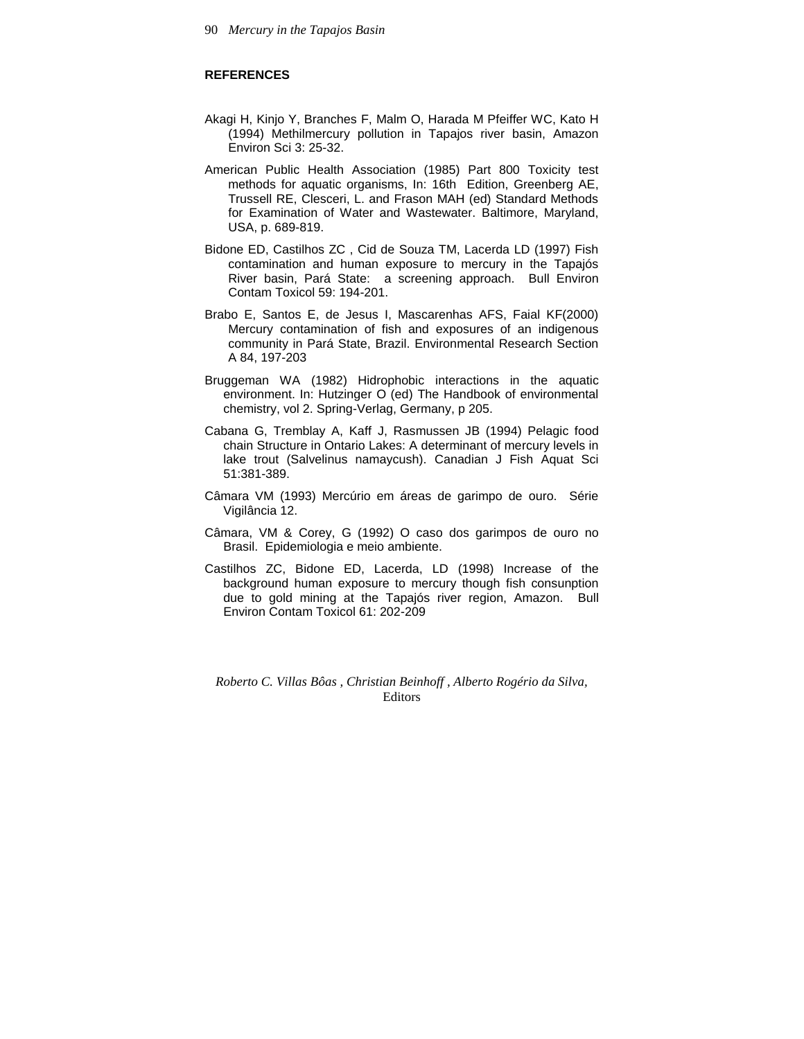## REFERENCES

Akagi H, Kinjo Y, Branches F, Malm O, Harada M Pfeiffer WC, Kato H (1994) Methilmercury pollution in Tapajos river basin, Amazon Environ Sci 3: 25-32.

American Public Health Association (1985) Part 800 Toxicity test methods for aquatic organisms, In: 16th Edition, Greenberg AE, Trussell RE, Clesceri, L. and Frason MAH (ed) Standard Methods for Examination of Water and Wastewater. Baltimore, Maryland, USA, p. 689-819.

Bidone ED, Castilhos ZC , Cid de Souza TM, Lacerda LD (1997) Fish contamination and human exposure to mercury in the Tapajós River basin, Pará State: a screening approach. Bull Environ Contam Toxicol 59: 194-201.

Brabo E, Santos E, de Jesus I, Mascarenhas AFS, Faial KF(2000) Mercury contamination of fish and exposures of an indigenous community in Pará State, Brazil. Environmental Research Section A 84, 197-203

Bruggeman WA (1982) Hidrophobic interactions in the aquatic environment. In: Hutzinger O (ed) The Handbook of environmental chemistry, vol 2. Spring-Verlag, Germany, p 205.

Cabana G, Tremblay A, Kaff J, Rasmussen JB (1994) Pelagic food chain Structure in Ontario Lakes: A determinant of mercury levels in lake trout (Salvelinus namaycush). Canadian J Fish Aquat Sci 51:381-389.

Câmara VM (1993) Mercúrio em áreas de garimpo de ouro. Série Vigilância 12.

Câmara, VM & Corey, G (1992) O caso dos garimpos de ouro no Brasil. Epidemiologia e meio ambiente.

Castilhos ZC, Bidone ED, Lacerda, LD (1998) Increase of the background human exposure to mercury though fish consunption due to gold mining at the Tapajós river region, Amazon. Bull Environ Contam Toxicol 61: 202-209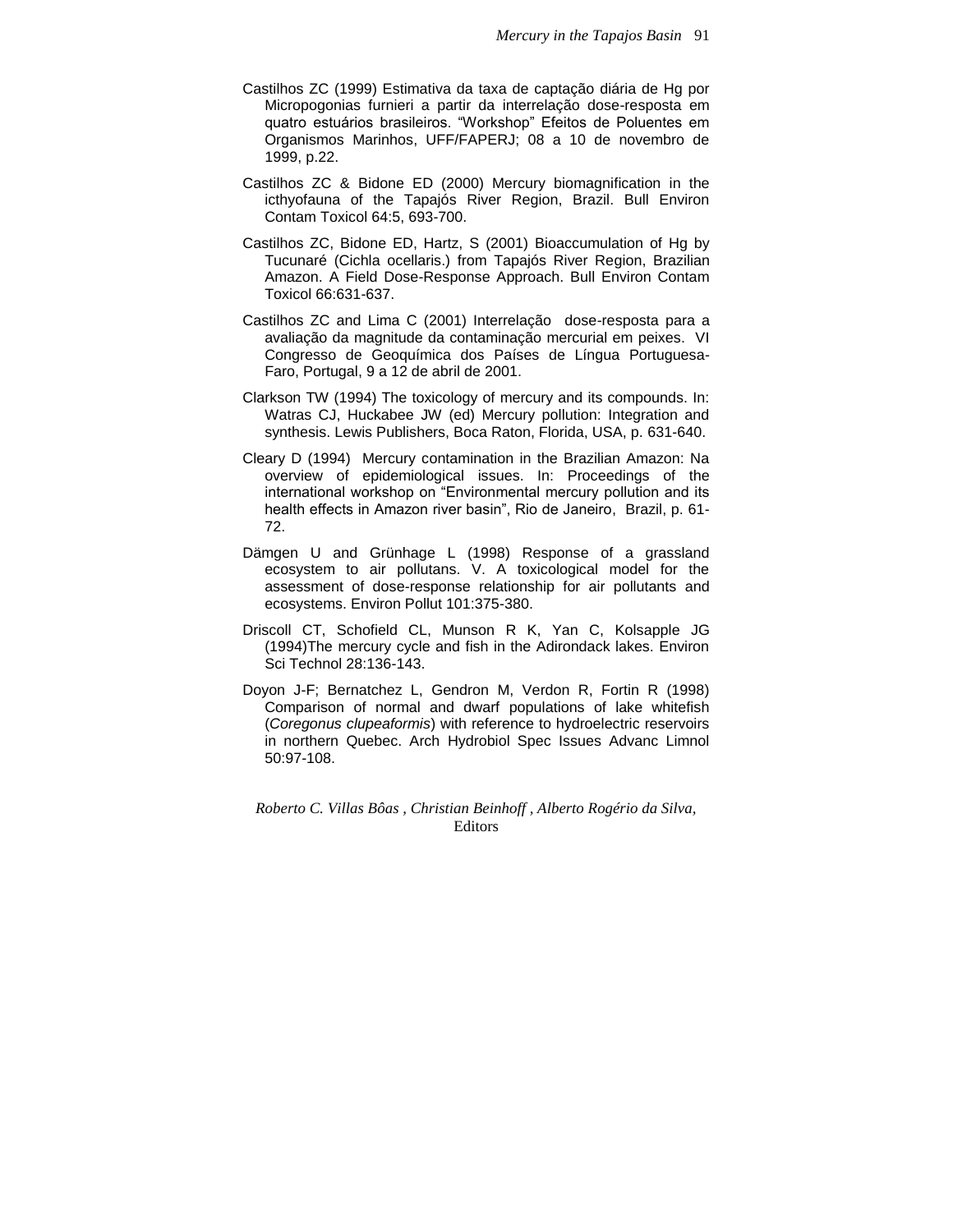Castilhos ZC (1999) Estimativa da taxa de captação diária de Hg por Micropogonias furnieri a partir da interrelação dose-resposta em quatro estuários brasileiros. “Workshop” Efeitos de Poluentes em Organismos Marinhos, UFF/FAPERJ; 08 a 10 de novembro de 1999, p.22.

Castilhos ZC & Bidone ED (2000) Mercury biomagnification in the icthyofauna of the Tapajós River Region, Brazil. Bull Environ Contam Toxicol 64:5, 693-700.

Castilhos ZC, Bidone ED, Hartz, S (2001) Bioaccumulation of Hg by Tucunaré (Cichla ocellaris.) from Tapajós River Region, Brazilian Amazon. A Field Dose-Response Approach. Bull Environ Contam Toxicol 66:631-637.

Castilhos ZC and Lima C (2001) Interrelação dose-resposta para a avaliação da magnitude da contaminação mercurial em peixes. VI Congresso de Geoquímica dos Países de Língua Portuguesa- Faro, Portugal, 9 a 12 de abril de 2001.

Clarkson TW (1994) The toxicology of mercury and its compounds. In: Watras CJ, Huckabee JW (ed) Mercury pollution: Integration and synthesis. Lewis Publishers, Boca Raton, Florida, USA, p. 631-640.

Cleary D (1994) Mercury contamination in the Brazilian Amazon: Na overview of epidemiological issues. In: Proceedings of the international workshop on “Environmental mercury pollution and its health effects in Amazon river basin”, Rio de Janeiro, Brazil, p. 61-72.

Dämgen U and Grünhage L (1998) Response of a grassland ecosystem to air pollutans. V. A toxicological model for the assessment of dose-response relationship for air pollutants and ecosystems. Environ Pollut 101:375-380.

Driscoll CT, Schofield CL, Munson R K, Yan C, Kolsapple JG (1994)The mercury cycle and fish in the Adirondack lakes. Environ Sci Technol 28:136-143.

Doyon J-F; Bernatchez L, Gendron M, Verdon R, Fortin R (1998) Comparison of normal and dwarf populations of lake whitefish (*Coregonus clupeaformis*) with reference to hydroelectric reservoirs in northern Quebec. Arch Hydrobiol Spec Issues Advanc Limnol 50:97-108.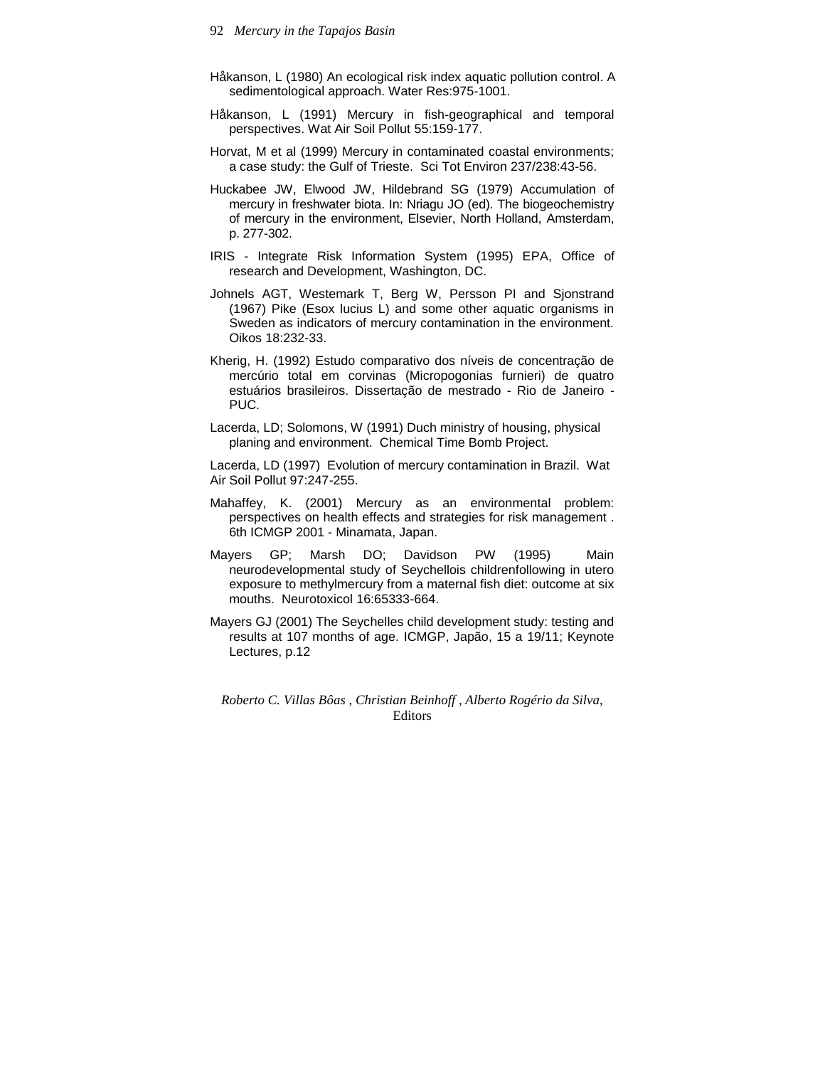Håkanson, L (1980) An ecological risk index aquatic pollution control. A sedimentological approach. Water Res:975-1001.

Håkanson, L (1991) Mercury in fish-geographical and temporal perspectives. Wat Air Soil Pollut 55:159-177.

Horvat, M et al (1999) Mercury in contaminated coastal environments; a case study: the Gulf of Trieste. Sci Tot Environ 237/238:43-56.

Huckabee JW, Elwood JW, Hildebrand SG (1979) Accumulation of mercury in freshwater biota. In: Nriagu JO (ed). The biogeochemistry of mercury in the environment, Elsevier, North Holland, Amsterdam, p. 277-302.

IRIS - Integrate Risk Information System (1995) EPA, Office of research and Development, Washington, DC.

Johnels AGT, Westemark T, Berg W, Persson PI and Sjonstrand (1967) Pike (Esox lucius L) and some other aquatic organisms in Sweden as indicators of mercury contamination in the environment. Oikos 18:232-33.

Kherig, H. (1992) Estudo comparativo dos níveis de concentração de mercúrio total em corvinas (Micropogonias furnieri) de quatro estuários brasileiros. Dissertação de mestrado - Rio de Janeiro - PUC.

Lacerda, LD; Solomons, W (1991) Duch ministry of housing, physical planing and environment. Chemical Time Bomb Project.

Lacerda, LD (1997) Evolution of mercury contamination in Brazil. Wat Air Soil Pollut 97:247-255.

Mahaffey, K. (2001) Mercury as an environmental problem: perspectives on health effects and strategies for risk management . 6th ICMGP 2001 - Minamata, Japan.

Mayers GP; Marsh DO; Davidson PW (1995) Main neurodevelopmental study of Seychellois childrenfollowing in utero exposure to methylmercury from a maternal fish diet: outcome at six mouths. Neurotoxicol 16:65333-664.

Mayers GJ (2001) The Seychelles child development study: testing and results at 107 months of age. ICMGP, Japão, 15 a 19/11; Keynote Lectures, p.12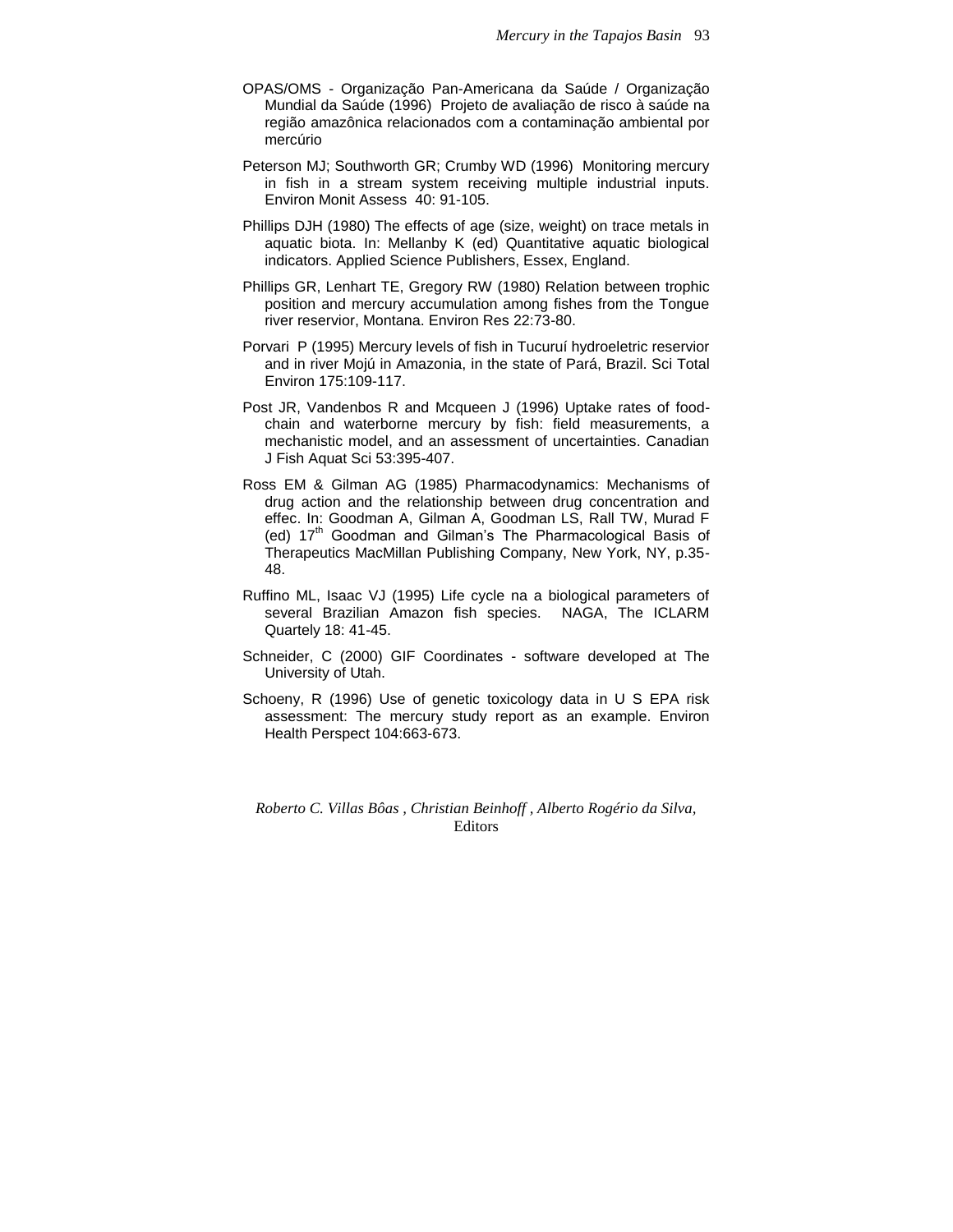OPAS/OMS - Organização Pan-Americana da Saúde / Organização Mundial da Saúde (1996) Projeto de avaliação de risco à saúde na região amazônica relacionados com a contaminação ambiental por mercúrio

Peterson MJ; Southworth GR; Crumby WD (1996) Monitoring mercury in fish in a stream system receiving multiple industrial inputs. Environ Monit Assess 40: 91-105.

Phillips DJH (1980) The effects of age (size, weight) on trace metals in aquatic biota. In: Mellanby K (ed) Quantitative aquatic biological indicators. Applied Science Publishers, Essex, England.

Phillips GR, Lenhart TE, Gregory RW (1980) Relation between trophic position and mercury accumulation among fishes from the Tongue river reservior, Montana. Environ Res 22:73-80.

Porvari P (1995) Mercury levels of fish in Tucuruí hydroeletric reservior and in river Mojú in Amazonia, in the state of Pará, Brazil. Sci Total Environ 175:109-117.

Post JR, Vandenbos R and Mcqueen J (1996) Uptake rates of food-chain and waterborne mercury by fish: field measurements, a mechanistic model, and an assessment of uncertainties. Canadian J Fish Aquat Sci 53:395-407.

Ross EM & Gilman AG (1985) Pharmacodynamics: Mechanisms of drug action and the relationship between drug concentration and effec. In: Goodman A, Gilman A, Goodman LS, Rall TW, Murad F (ed) 17th Goodman and Gilman's The Pharmacological Basis of Therapeutics MacMillan Publishing Company, New York, NY, p.35-48.

Ruffino ML, Isaac VJ (1995) Life cycle na a biological parameters of several Brazilian Amazon fish species. NAGA, The ICLARM Quartely 18: 41-45.

Schneider, C (2000) GIF Coordinates - software developed at The University of Utah.

Schoeny, R (1996) Use of genetic toxicology data in U S EPA risk assessment: The mercury study report as an example. Environ Health Perspect 104:663-673.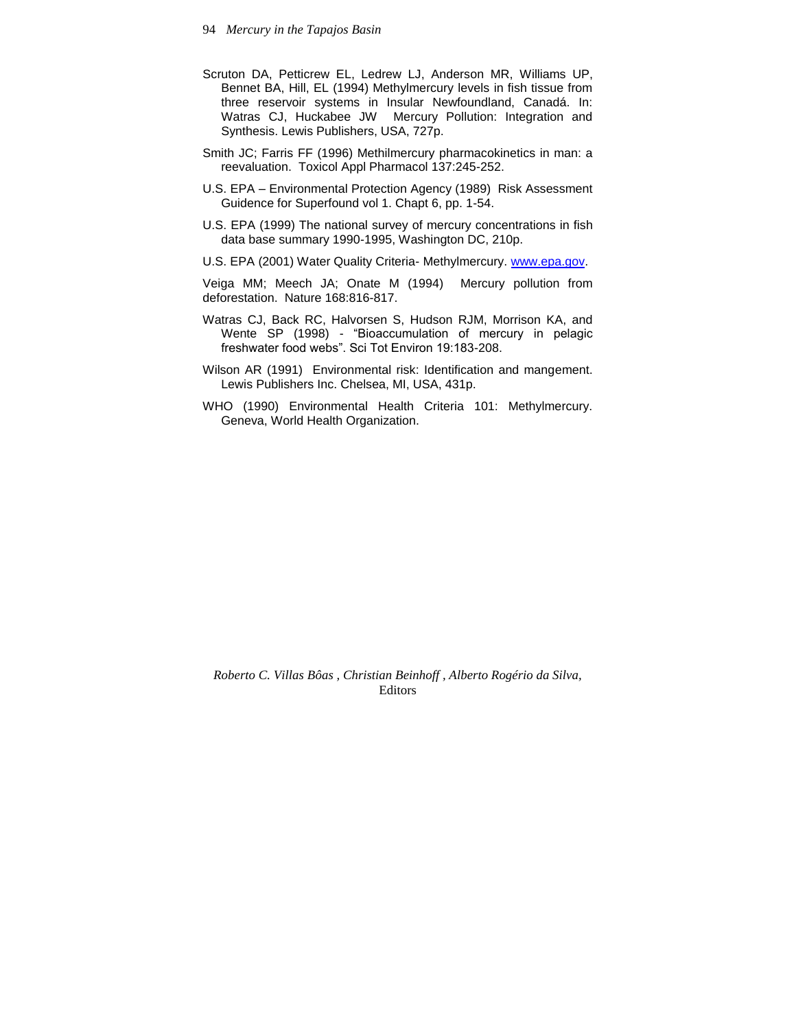Scruton DA, Petticrew EL, Ledrew LJ, Anderson MR, Williams UP, Bennet BA, Hill, EL (1994) Methylmercury levels in fish tissue from three reservoir systems in Insular Newfoundland, Canadá. In: Watras CJ, Huckabee JW Mercury Pollution: Integration and Synthesis. Lewis Publishers, USA, 727p.

Smith JC; Farris FF (1996) Methilmercury pharmacokinetics in man: a reevaluation. Toxicol Appl Pharmacol 137:245-252.

U.S. EPA – Environmental Protection Agency (1989) Risk Assessment Guidence for Superfound vol 1. Chapt 6, pp. 1-54.

U.S. EPA (1999) The national survey of mercury concentrations in fish data base summary 1990-1995, Washington DC, 210p.

U.S. EPA (2001) Water Quality Criteria- Methylmercury. www.epa.gov.

Veiga MM; Meech JA; Onate M (1994) Mercury pollution from deforestation. Nature 168:816-817.

Watras CJ, Back RC, Halvorsen S, Hudson RJM, Morrison KA, and Wente SP (1998) - "Bioaccumulation of mercury in pelagic freshwater food webs". Sci Tot Environ 19:183-208.

Wilson AR (1991) Environmental risk: Identification and mangement. Lewis Publishers Inc. Chelsea, MI, USA, 431p.

WHO (1990) Environmental Health Criteria 101: Methylmercury. Geneva, World Health Organization.